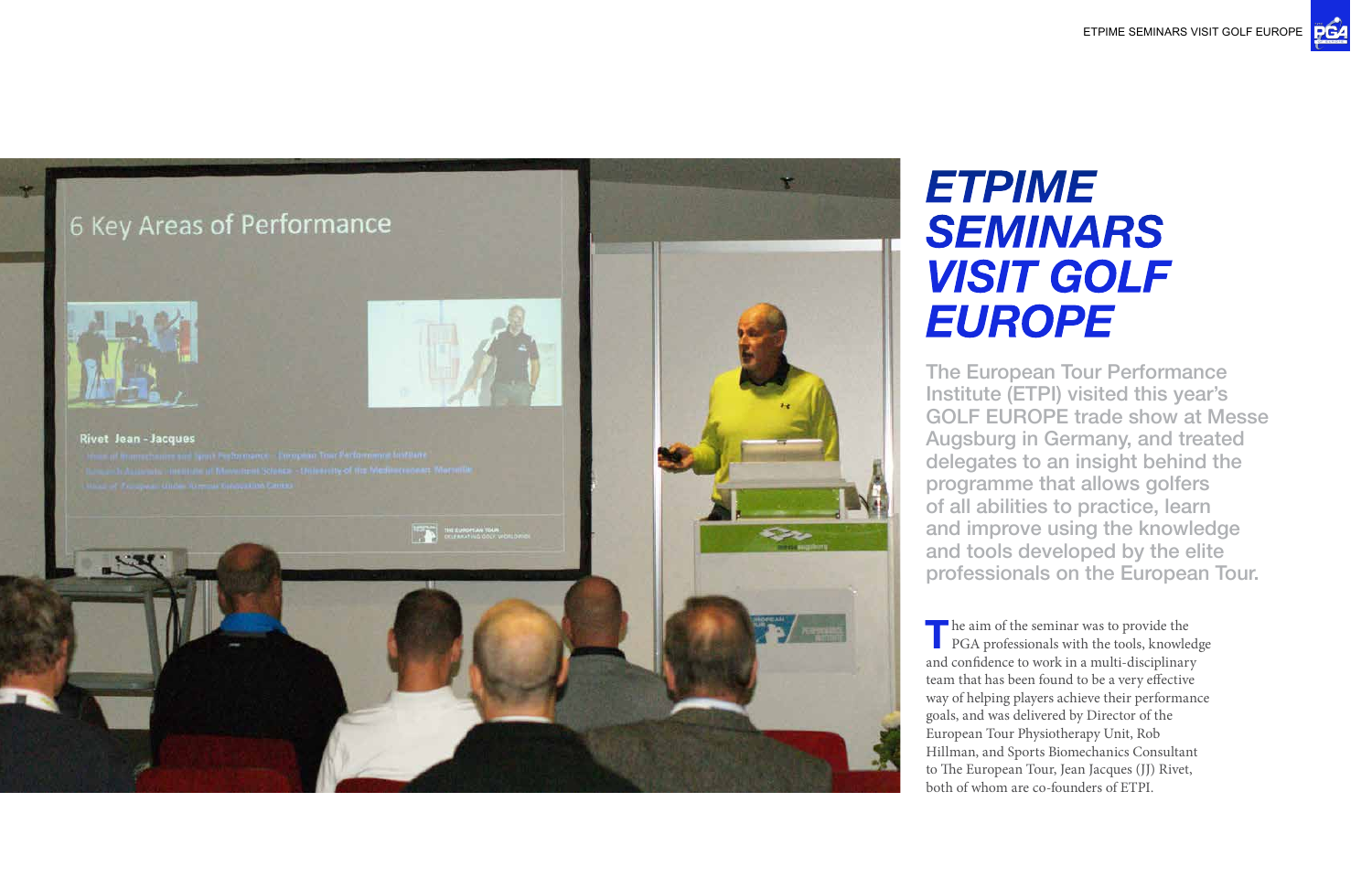# ETPIME SEMINARS VISIT GOLF EUROPE

## The European Tour Performance Institute (ETPI) visited this year's GOLF EUROPE trade show at Messe Augsburg in Germany, and treated delegates to an insight behind the programme that allows golfers of all abilities to practice, learn and improve using the knowledge and tools developed by the elite professionals on the European Tour.

The aim of the seminar was to provide the PGA professionals with the tools, knowledge and confidence to work in a multi-disciplinary team that has been found to be a very effective way of helping players achieve their performance goals, and was delivered by Director of the European Tour Physiotherapy Unit, Rob Hillman, and Sports Biomechanics Consultant to The European Tour, Jean Jacques (JJ) Rivet, both of whom are co-founders of ETPI.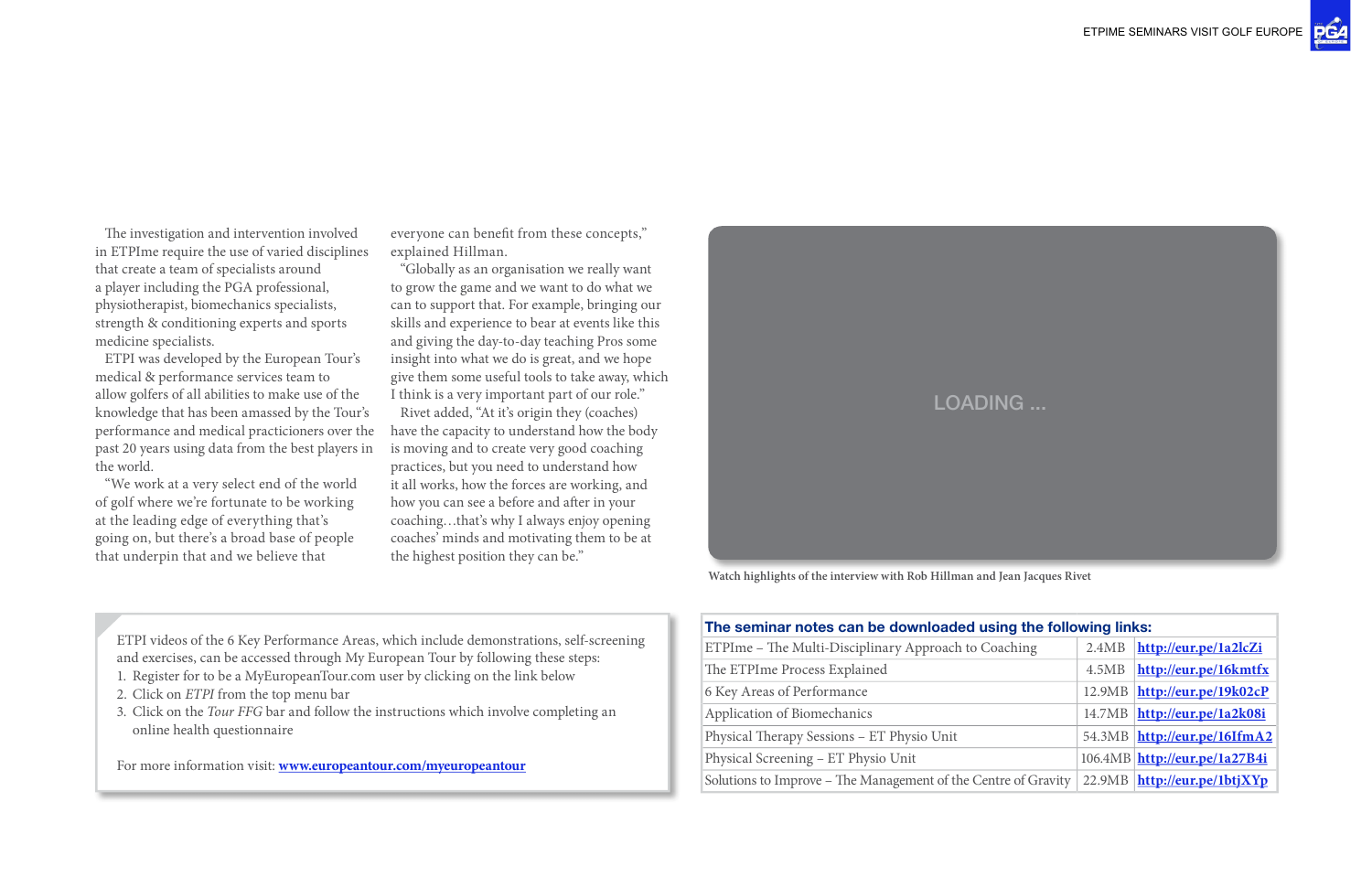The investigation and intervention involved in ETPIme require the use of varied disciplines that create a team of specialists around a player including the PGA professional, physiotherapist, biomechanics specialists, strength & conditioning experts and sports medicine specialists.

ETPI was developed by the European Tour's medical & performance services team to allow golfers of all abilities to make use of the knowledge that has been amassed by the Tour's performance and medical practicioners over the past 20 years using data from the best players in the world.

"We work at a very select end of the world of golf where we're fortunate to be working at the leading edge of everything that's going on, but there's a broad base of people that underpin that and we believe that everyone can benefit from these concepts," explained Hillman.

"Globally as an organisation we really want to grow the game and we want to do what we can to support that. For example, bringing our skills and experience to bear at events like this and giving the day-to-day teaching Pros some insight into what we do is great, and we hope give them some useful tools to take away, which I think is a very important part of our role."

Rivet added, "At it's origin they (coaches) have the capacity to understand how the body is moving and to create very good coaching practices, but you need to understand how it all works, how the forces are working, and how you can see a before and after in your coaching…that's why I always enjoy opening coaches' minds and motivating them to be at the highest position they can be."

LOADING ...

Watch highlights of the interview with Rob Hillman and Jean Jacques Rivet

ETPI videos of the 6 Key Performance Areas, which include demonstrations, self-screening and exercises, can be accessed through My European Tour by following these steps:

1. Register for to be a MyEuropeanTour.com user by clicking on the link below
2. Click on *ETPI* from the top menu bar
3. Click on the *Tour FFG* bar and follow the instructions which involve completing an online health questionnaire

For more information visit: **www.europeantour.com/myeuropeantour**

**The seminar notes can be downloaded using the following links:**

| | | |
|---|---|---|
| ETPIme – The Multi-Disciplinary Approach to Coaching | 2.4MB | **http://eur.pe/1a2lcZi** |
| The ETPIme Process Explained | 4.5MB | **http://eur.pe/16kmtfx** |
| 6 Key Areas of Performance | 12.9MB | **http://eur.pe/19k02cP** |
| Application of Biomechanics | 14.7MB | **http://eur.pe/1a2k08i** |
| Physical Therapy Sessions – ET Physio Unit | 54.3MB | **http://eur.pe/16IfmA2** |
| Physical Screening – ET Physio Unit | 106.4MB | **http://eur.pe/1a27B4i** |
| Solutions to Improve – The Management of the Centre of Gravity | 22.9MB | **http://eur.pe/1btjXYp** |